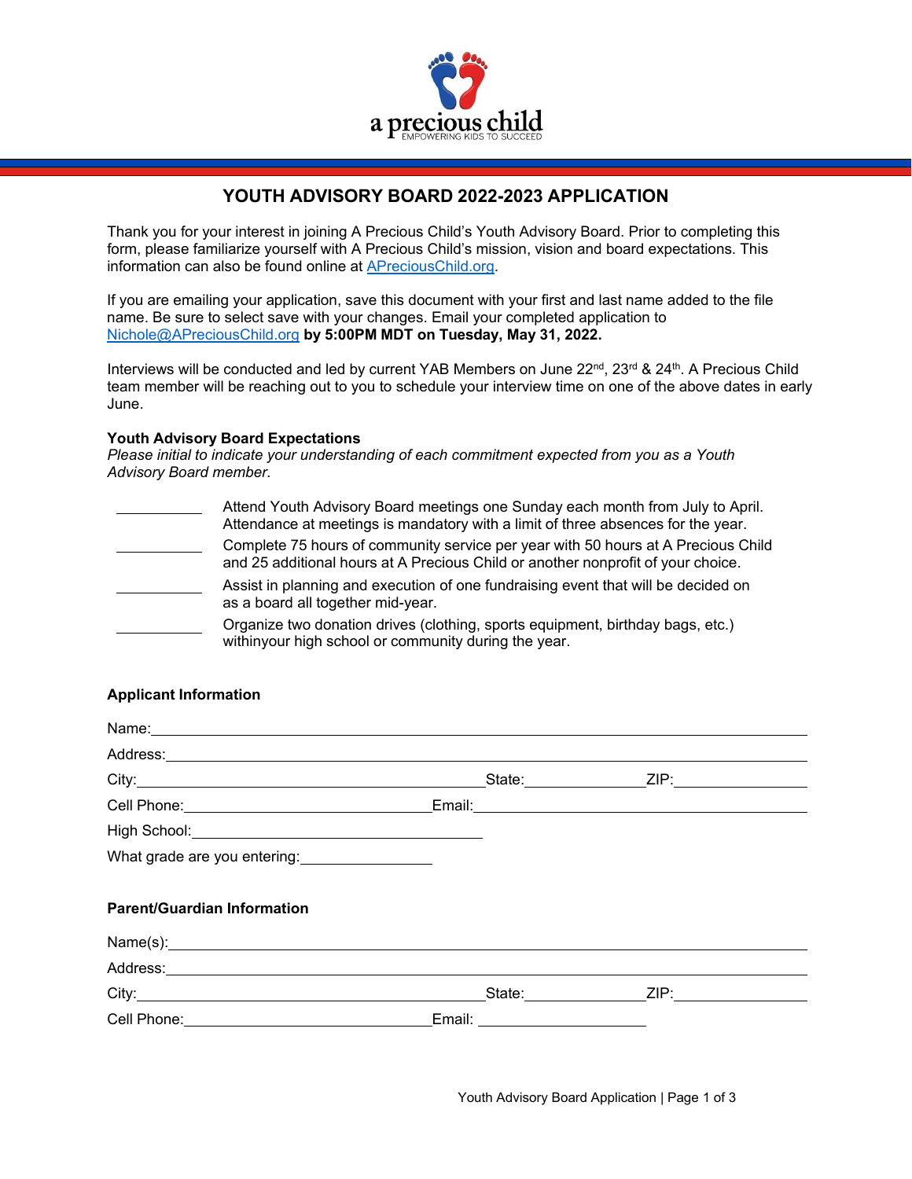a precious child
EMPOWERING KIDS TO SUCCEED

# YOUTH ADVISORY BOARD 2022-2023 APPLICATION

Thank you for your interest in joining A Precious Child's Youth Advisory Board. Prior to completing this form, please familiarize yourself with A Precious Child's mission, vision and board expectations. This information can also be found online at APreciousChild.org.

If you are emailing your application, save this document with your first and last name added to the file name. Be sure to select save with your changes. Email your completed application to Nichole@APreciousChild.org **by 5:00PM MDT on Tuesday, May 31, 2022.**

Interviews will be conducted and led by current YAB Members on June 22nd, 23rd & 24th. A Precious Child team member will be reaching out to you to schedule your interview time on one of the above dates in early June.

### Youth Advisory Board Expectations

*Please initial to indicate your understanding of each commitment expected from you as a Youth Advisory Board member.*

\_\_\_\_\_\_\_\_\_\_ Attend Youth Advisory Board meetings one Sunday each month from July to April. Attendance at meetings is mandatory with a limit of three absences for the year.

\_\_\_\_\_\_\_\_\_\_ Complete 75 hours of community service per year with 50 hours at A Precious Child and 25 additional hours at A Precious Child or another nonprofit of your choice.

\_\_\_\_\_\_\_\_\_\_ Assist in planning and execution of one fundraising event that will be decided on as a board all together mid-year.

\_\_\_\_\_\_\_\_\_\_ Organize two donation drives (clothing, sports equipment, birthday bags, etc.) withinyour high school or community during the year.

### Applicant Information

Name: \_\_\_\_\_\_\_\_\_\_\_\_\_\_\_\_\_\_\_\_\_\_\_\_\_\_\_\_\_\_\_\_\_\_\_\_\_\_\_\_

Address: \_\_\_\_\_\_\_\_\_\_\_\_\_\_\_\_\_\_\_\_\_\_\_\_\_\_\_\_\_\_\_\_\_\_\_\_\_\_\_\_

City: \_\_\_\_\_\_\_\_\_\_\_\_\_\_\_\_\_\_\_\_ State: \_\_\_\_\_\_\_\_\_\_ ZIP: \_\_\_\_\_\_\_\_\_\_

Cell Phone: \_\_\_\_\_\_\_\_\_\_\_\_\_\_\_\_\_\_\_\_ Email: \_\_\_\_\_\_\_\_\_\_\_\_\_\_\_\_\_\_\_\_

High School: \_\_\_\_\_\_\_\_\_\_\_\_\_\_\_\_\_\_\_\_

What grade are you entering: \_\_\_\_\_\_\_\_\_\_

### Parent/Guardian Information

Name(s): \_\_\_\_\_\_\_\_\_\_\_\_\_\_\_\_\_\_\_\_\_\_\_\_\_\_\_\_\_\_\_\_\_\_\_\_\_\_\_\_

Address: \_\_\_\_\_\_\_\_\_\_\_\_\_\_\_\_\_\_\_\_\_\_\_\_\_\_\_\_\_\_\_\_\_\_\_\_\_\_\_\_

City: \_\_\_\_\_\_\_\_\_\_\_\_\_\_\_\_\_\_\_\_ State: \_\_\_\_\_\_\_\_\_\_ ZIP: \_\_\_\_\_\_\_\_\_\_

Cell Phone: \_\_\_\_\_\_\_\_\_\_\_\_\_\_\_\_\_\_\_\_ Email: \_\_\_\_\_\_\_\_\_\_\_\_\_\_\_\_\_\_\_\_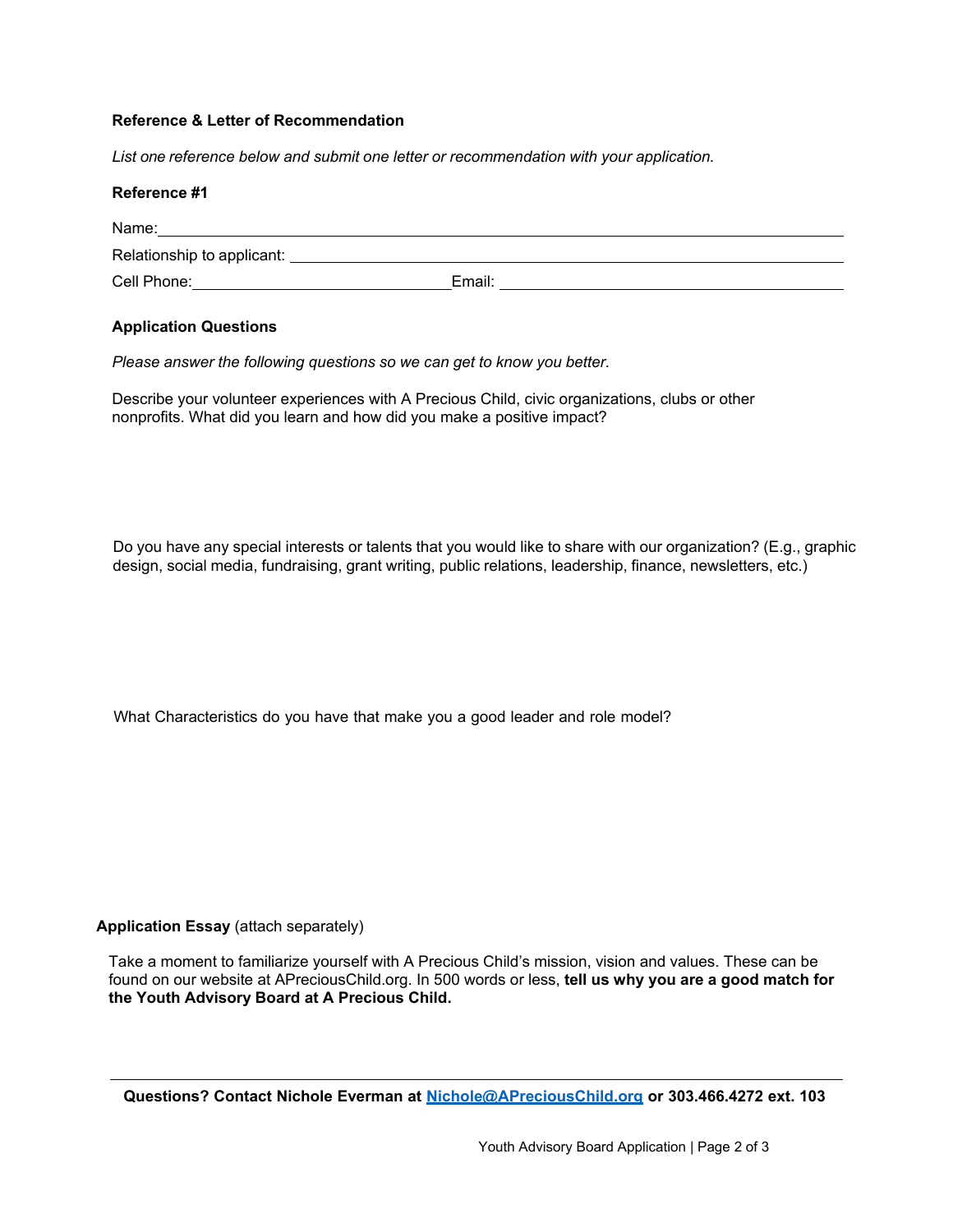**Reference & Letter of Recommendation**

*List one reference below and submit one letter or recommendation with your application.*

**Reference #1**

Name: ______________________________________________

Relationship to applicant: ______________________________________________

Cell Phone: ______________________ Email: ______________________

**Application Questions**

*Please answer the following questions so we can get to know you better.*

Describe your volunteer experiences with A Precious Child, civic organizations, clubs or other nonprofits. What did you learn and how did you make a positive impact?

Do you have any special interests or talents that you would like to share with our organization? (E.g., graphic design, social media, fundraising, grant writing, public relations, leadership, finance, newsletters, etc.)

What Characteristics do you have that make you a good leader and role model?

**Application Essay** (attach separately)

Take a moment to familiarize yourself with A Precious Child's mission, vision and values. These can be found on our website at APreciousChild.org. In 500 words or less, **tell us why you are a good match for the Youth Advisory Board at A Precious Child.**

---

**Questions? Contact Nichole Everman at [Nichole@APreciousChild.org](mailto:Nichole@APreciousChild.org) or 303.466.4272 ext. 103**